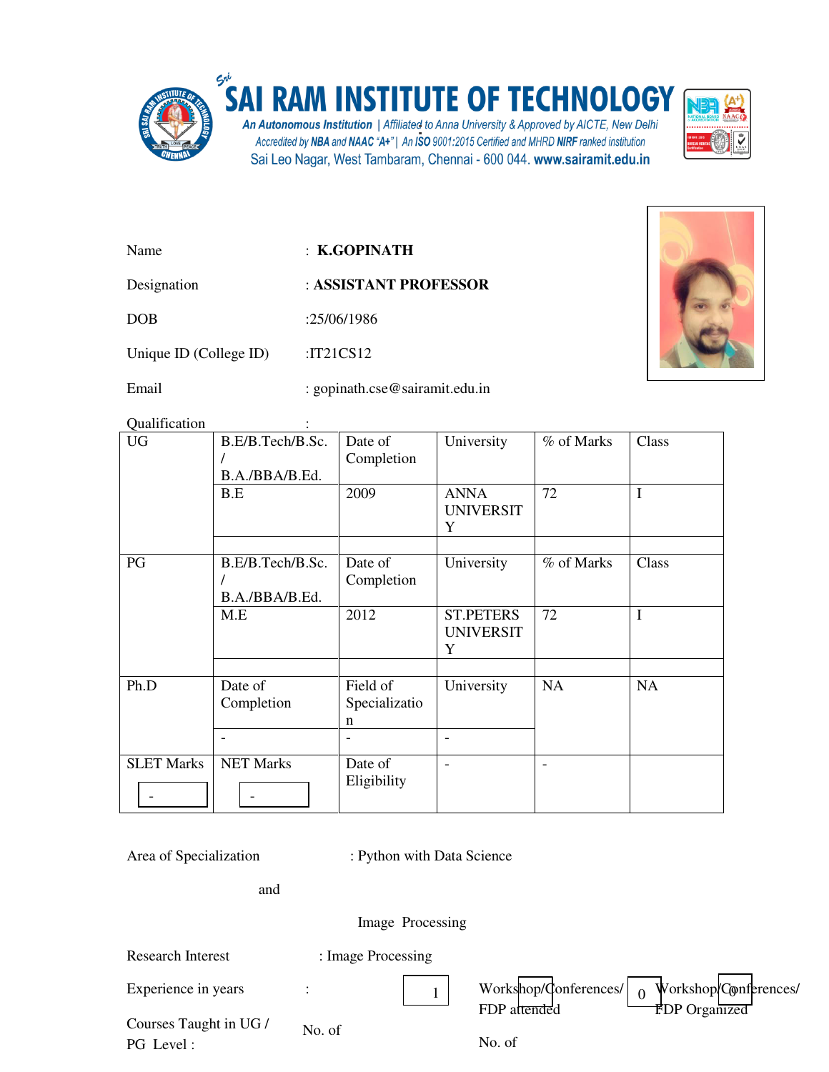# SAI RAM INSTITUTE OF TECHNOLOGY

*An Autonomous Institution | Affiliated to Anna University & Approved by AICTE, New Delhi*
*Accredited by NBA and NAAC "A+" | An ISO 9001:2015 Certified and MHRD NIRF ranked institution*
Sai Leo Nagar, West Tambaram, Chennai - 600 044. www.sairamit.edu.in

Name : **K.GOPINATH**

Designation : **ASSISTANT PROFESSOR**

DOB :25/06/1986

Unique ID (College ID) :IT21CS12

Email : gopinath.cse@sairamit.edu.in

Qualification :

| | | | | | |
|---|---|---|---|---|---|
| UG | B.E/B.Tech/B.Sc. / B.A./BBA/B.Ed. | Date of Completion | University | % of Marks | Class |
| | B.E | 2009 | ANNA UNIVERSITY | 72 | I |
| | | | | | |
| PG | B.E/B.Tech/B.Sc. / B.A./BBA/B.Ed. | Date of Completion | University | % of Marks | Class |
| | M.E | 2012 | ST.PETERS UNIVERSITY | 72 | I |
| | | | | | |
| Ph.D | Date of Completion | Field of Specialization | University | NA | NA |
| | - | - | - | | |
| SLET Marks - | NET Marks - | Date of Eligibility | - | - | |

Area of Specialization : Python with Data Science and Image Processing

Research Interest : Image Processing

Experience in years : 1

Workshop/Conferences/ FDP attended : 0

Workshop/Conferences/ FDP Organized : 0

Courses Taught in UG / PG Level :

No. of

No. of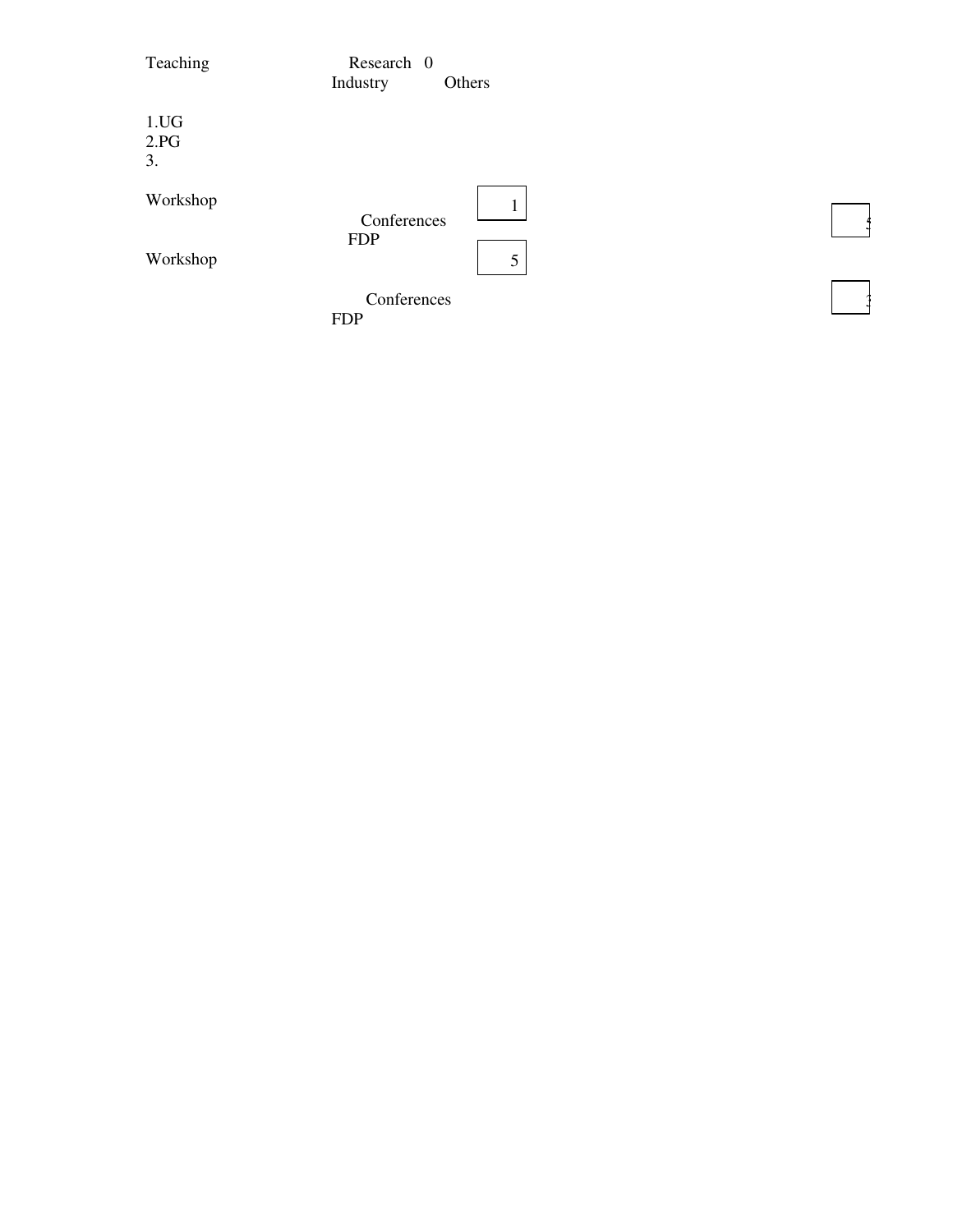Teaching Research 0
Industry Others

1.UG
2.PG
3.

Workshop 1
Conferences 5
FDP
Workshop 5
Conferences 3
FDP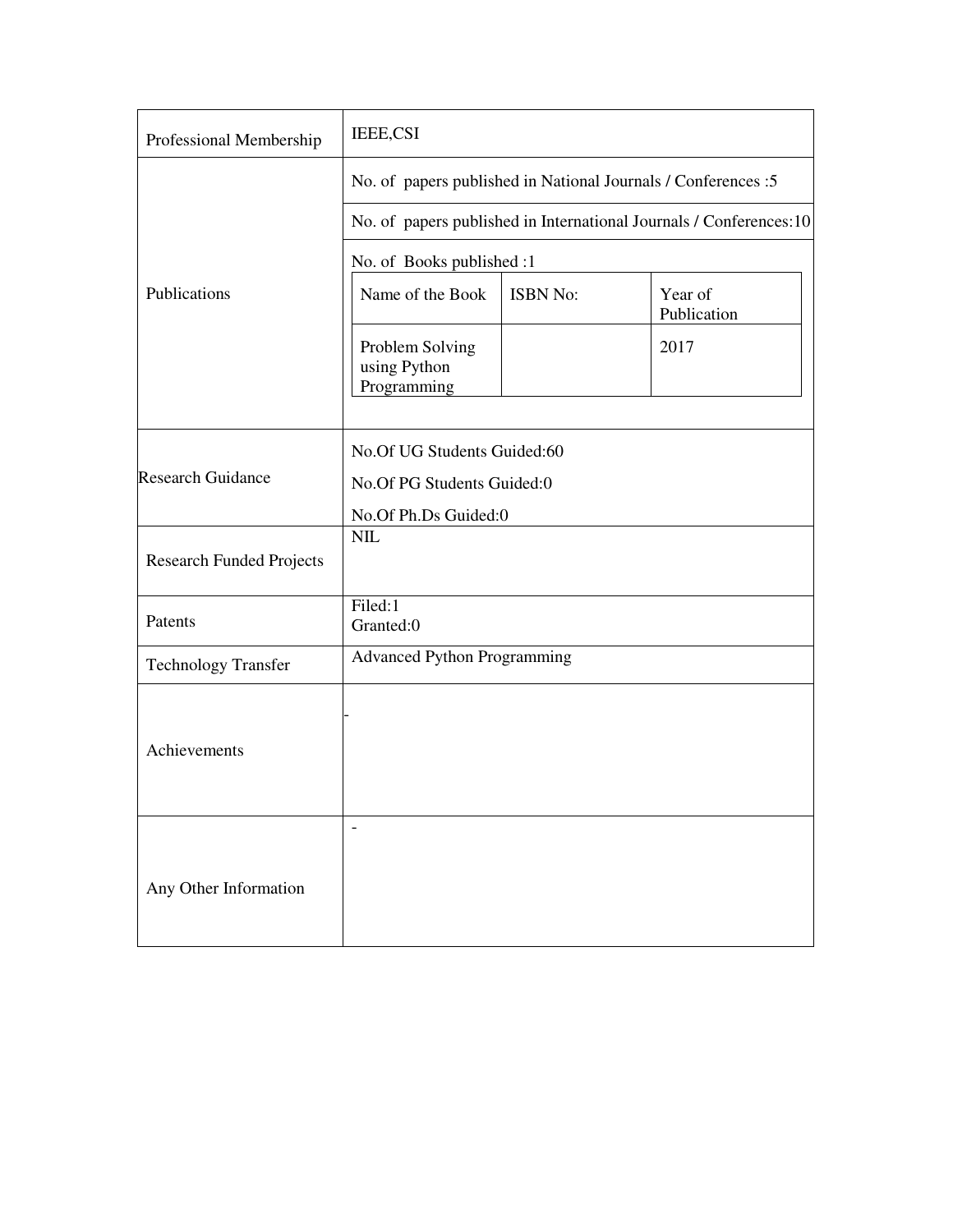| | |
|---|---|
| Professional Membership | IEEE,CSI |
| Publications | No. of papers published in National Journals / Conferences :5<br>No. of papers published in International Journals / Conferences:10<br>No. of Books published :1 |

| Name of the Book | ISBN No: | Year of Publication |
|---|---|---|
| Problem Solving using Python Programming | | 2017 |

| | |
|---|---|
| Research Guidance | No.Of UG Students Guided:60<br>No.Of PG Students Guided:0<br>No.Of Ph.Ds Guided:0 |
| Research Funded Projects | NIL |
| Patents | Filed:1<br>Granted:0 |
| Technology Transfer | Advanced Python Programming |
| Achievements | - |
| Any Other Information | - |